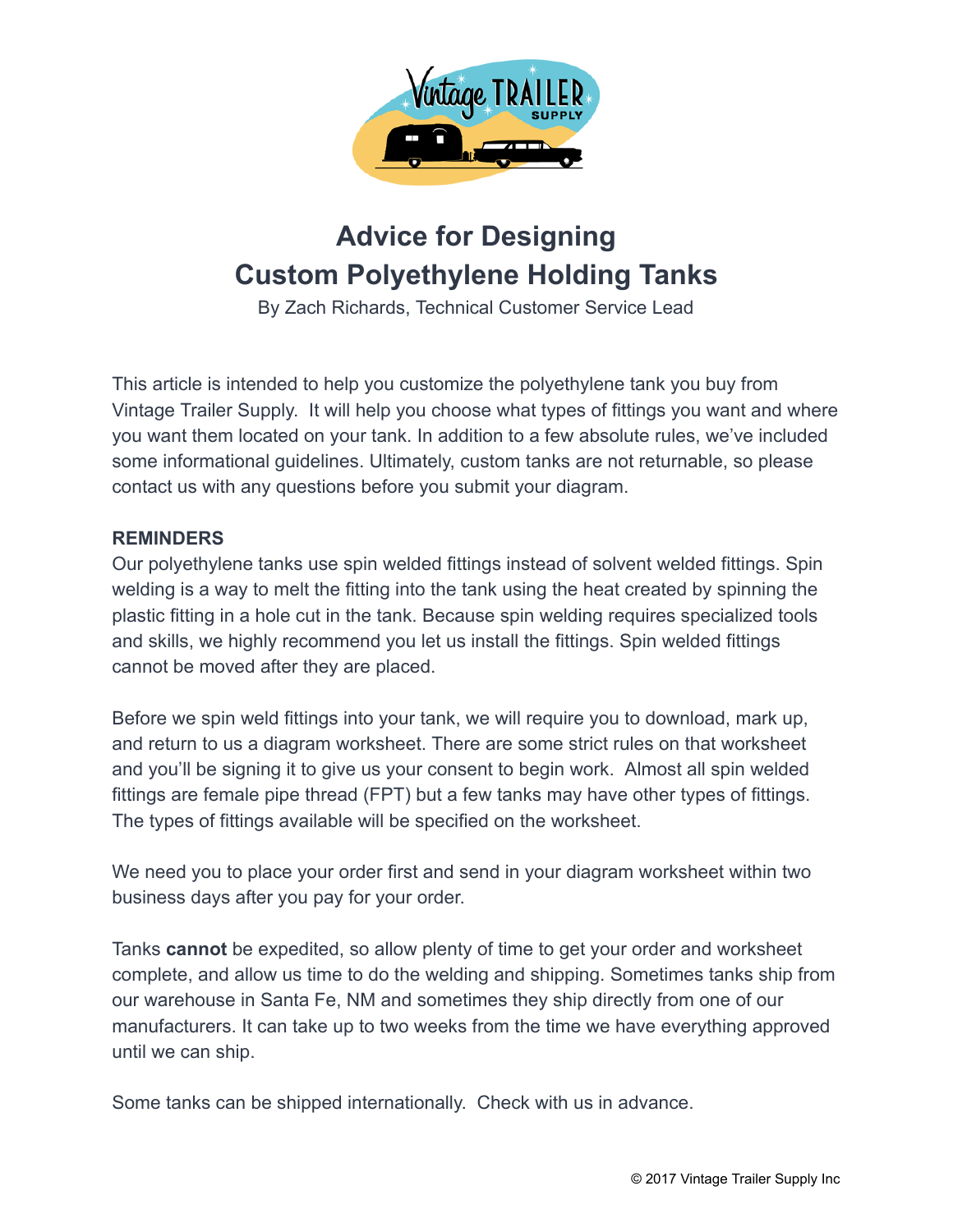# Advice for Designing Custom Polyethylene Holding Tanks

By Zach Richards, Technical Customer Service Lead

This article is intended to help you customize the polyethylene tank you buy from Vintage Trailer Supply. It will help you choose what types of fittings you want and where you want them located on your tank. In addition to a few absolute rules, we've included some informational guidelines. Ultimately, custom tanks are not returnable, so please contact us with any questions before you submit your diagram.

**REMINDERS**

Our polyethylene tanks use spin welded fittings instead of solvent welded fittings. Spin welding is a way to melt the fitting into the tank using the heat created by spinning the plastic fitting in a hole cut in the tank. Because spin welding requires specialized tools and skills, we highly recommend you let us install the fittings. Spin welded fittings cannot be moved after they are placed.

Before we spin weld fittings into your tank, we will require you to download, mark up, and return to us a diagram worksheet. There are some strict rules on that worksheet and you'll be signing it to give us your consent to begin work. Almost all spin welded fittings are female pipe thread (FPT) but a few tanks may have other types of fittings. The types of fittings available will be specified on the worksheet.

We need you to place your order first and send in your diagram worksheet within two business days after you pay for your order.

Tanks **cannot** be expedited, so allow plenty of time to get your order and worksheet complete, and allow us time to do the welding and shipping. Sometimes tanks ship from our warehouse in Santa Fe, NM and sometimes they ship directly from one of our manufacturers. It can take up to two weeks from the time we have everything approved until we can ship.

Some tanks can be shipped internationally. Check with us in advance.

© 2017 Vintage Trailer Supply Inc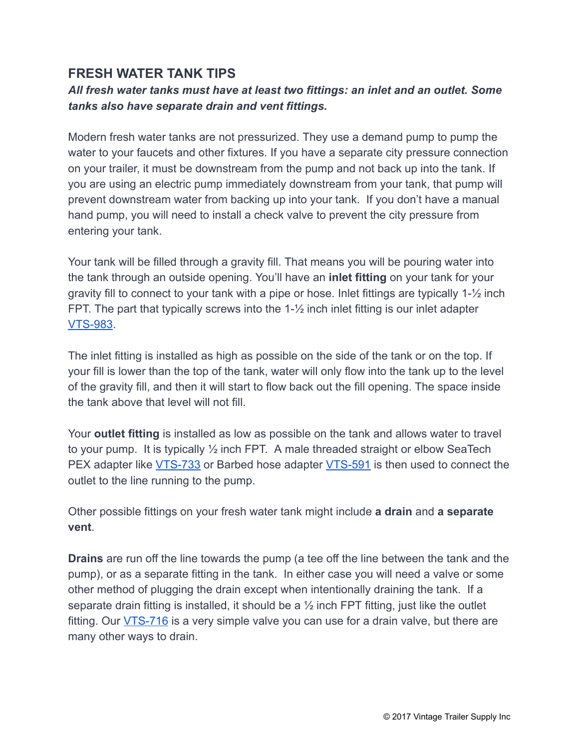## FRESH WATER TANK TIPS

***All fresh water tanks must have at least two fittings: an inlet and an outlet. Some tanks also have separate drain and vent fittings.***

Modern fresh water tanks are not pressurized. They use a demand pump to pump the water to your faucets and other fixtures. If you have a separate city pressure connection on your trailer, it must be downstream from the pump and not back up into the tank. If you are using an electric pump immediately downstream from your tank, that pump will prevent downstream water from backing up into your tank. If you don't have a manual hand pump, you will need to install a check valve to prevent the city pressure from entering your tank.

Your tank will be filled through a gravity fill. That means you will be pouring water into the tank through an outside opening. You'll have an **inlet fitting** on your tank for your gravity fill to connect to your tank with a pipe or hose. Inlet fittings are typically 1-½ inch FPT. The part that typically screws into the 1-½ inch inlet fitting is our inlet adapter VTS-983.

The inlet fitting is installed as high as possible on the side of the tank or on the top. If your fill is lower than the top of the tank, water will only flow into the tank up to the level of the gravity fill, and then it will start to flow back out the fill opening. The space inside the tank above that level will not fill.

Your **outlet fitting** is installed as low as possible on the tank and allows water to travel to your pump. It is typically ½ inch FPT. A male threaded straight or elbow SeaTech PEX adapter like VTS-733 or Barbed hose adapter VTS-591 is then used to connect the outlet to the line running to the pump.

Other possible fittings on your fresh water tank might include **a drain** and **a separate vent**.

**Drains** are run off the line towards the pump (a tee off the line between the tank and the pump), or as a separate fitting in the tank. In either case you will need a valve or some other method of plugging the drain except when intentionally draining the tank. If a separate drain fitting is installed, it should be a ½ inch FPT fitting, just like the outlet fitting. Our VTS-716 is a very simple valve you can use for a drain valve, but there are many other ways to drain.

© 2017 Vintage Trailer Supply Inc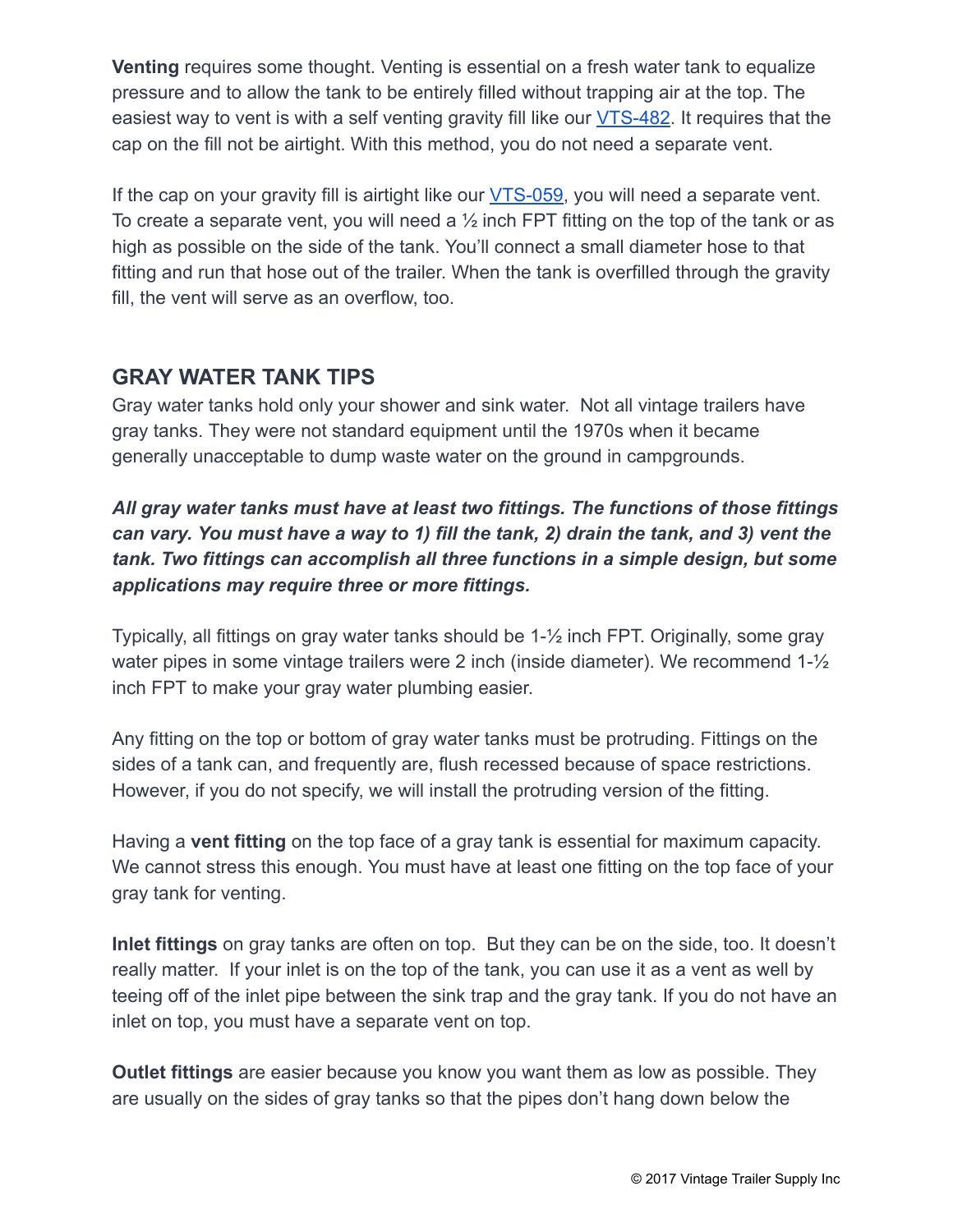**Venting** requires some thought. Venting is essential on a fresh water tank to equalize pressure and to allow the tank to be entirely filled without trapping air at the top. The easiest way to vent is with a self venting gravity fill like our VTS-482. It requires that the cap on the fill not be airtight. With this method, you do not need a separate vent.

If the cap on your gravity fill is airtight like our VTS-059, you will need a separate vent. To create a separate vent, you will need a ½ inch FPT fitting on the top of the tank or as high as possible on the side of the tank. You'll connect a small diameter hose to that fitting and run that hose out of the trailer. When the tank is overfilled through the gravity fill, the vent will serve as an overflow, too.

## GRAY WATER TANK TIPS

Gray water tanks hold only your shower and sink water. Not all vintage trailers have gray tanks. They were not standard equipment until the 1970s when it became generally unacceptable to dump waste water on the ground in campgrounds.

***All gray water tanks must have at least two fittings. The functions of those fittings can vary. You must have a way to 1) fill the tank, 2) drain the tank, and 3) vent the tank. Two fittings can accomplish all three functions in a simple design, but some applications may require three or more fittings.***

Typically, all fittings on gray water tanks should be 1-½ inch FPT. Originally, some gray water pipes in some vintage trailers were 2 inch (inside diameter). We recommend 1-½ inch FPT to make your gray water plumbing easier.

Any fitting on the top or bottom of gray water tanks must be protruding. Fittings on the sides of a tank can, and frequently are, flush recessed because of space restrictions. However, if you do not specify, we will install the protruding version of the fitting.

Having a **vent fitting** on the top face of a gray tank is essential for maximum capacity. We cannot stress this enough. You must have at least one fitting on the top face of your gray tank for venting.

**Inlet fittings** on gray tanks are often on top. But they can be on the side, too. It doesn't really matter. If your inlet is on the top of the tank, you can use it as a vent as well by teeing off of the inlet pipe between the sink trap and the gray tank. If you do not have an inlet on top, you must have a separate vent on top.

**Outlet fittings** are easier because you know you want them as low as possible. They are usually on the sides of gray tanks so that the pipes don't hang down below the

© 2017 Vintage Trailer Supply Inc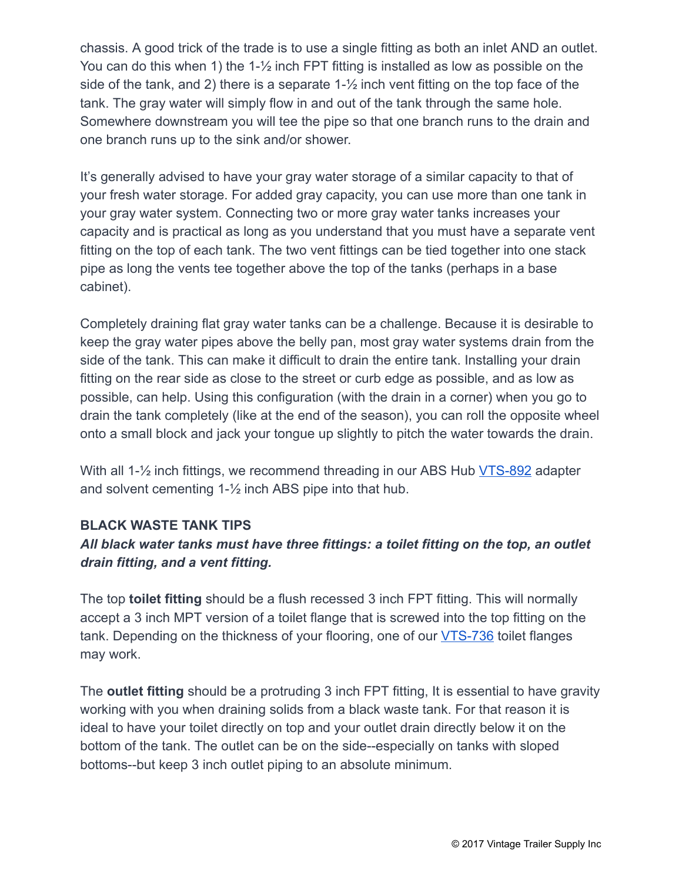chassis. A good trick of the trade is to use a single fitting as both an inlet AND an outlet. You can do this when 1) the 1-½ inch FPT fitting is installed as low as possible on the side of the tank, and 2) there is a separate 1-½ inch vent fitting on the top face of the tank. The gray water will simply flow in and out of the tank through the same hole. Somewhere downstream you will tee the pipe so that one branch runs to the drain and one branch runs up to the sink and/or shower.

It's generally advised to have your gray water storage of a similar capacity to that of your fresh water storage. For added gray capacity, you can use more than one tank in your gray water system. Connecting two or more gray water tanks increases your capacity and is practical as long as you understand that you must have a separate vent fitting on the top of each tank. The two vent fittings can be tied together into one stack pipe as long as the vents tee together above the top of the tanks (perhaps in a base cabinet).

Completely draining flat gray water tanks can be a challenge. Because it is desirable to keep the gray water pipes above the belly pan, most gray water systems drain from the side of the tank. This can make it difficult to drain the entire tank. Installing your drain fitting on the rear side as close to the street or curb edge as possible, and as low as possible, can help. Using this configuration (with the drain in a corner) when you go to drain the tank completely (like at the end of the season), you can roll the opposite wheel onto a small block and jack your tongue up slightly to pitch the water towards the drain.

With all 1-½ inch fittings, we recommend threading in our ABS Hub VTS-892 adapter and solvent cementing 1-½ inch ABS pipe into that hub.

**BLACK WASTE TANK TIPS**

***All black water tanks must have three fittings: a toilet fitting on the top, an outlet drain fitting, and a vent fitting.***

The top **toilet fitting** should be a flush recessed 3 inch FPT fitting. This will normally accept a 3 inch MPT version of a toilet flange that is screwed into the top fitting on the tank. Depending on the thickness of your flooring, one of our VTS-736 toilet flanges may work.

The **outlet fitting** should be a protruding 3 inch FPT fitting, It is essential to have gravity working with you when draining solids from a black waste tank. For that reason it is ideal to have your toilet directly on top and your outlet drain directly below it on the bottom of the tank. The outlet can be on the side--especially on tanks with sloped bottoms--but keep 3 inch outlet piping to an absolute minimum.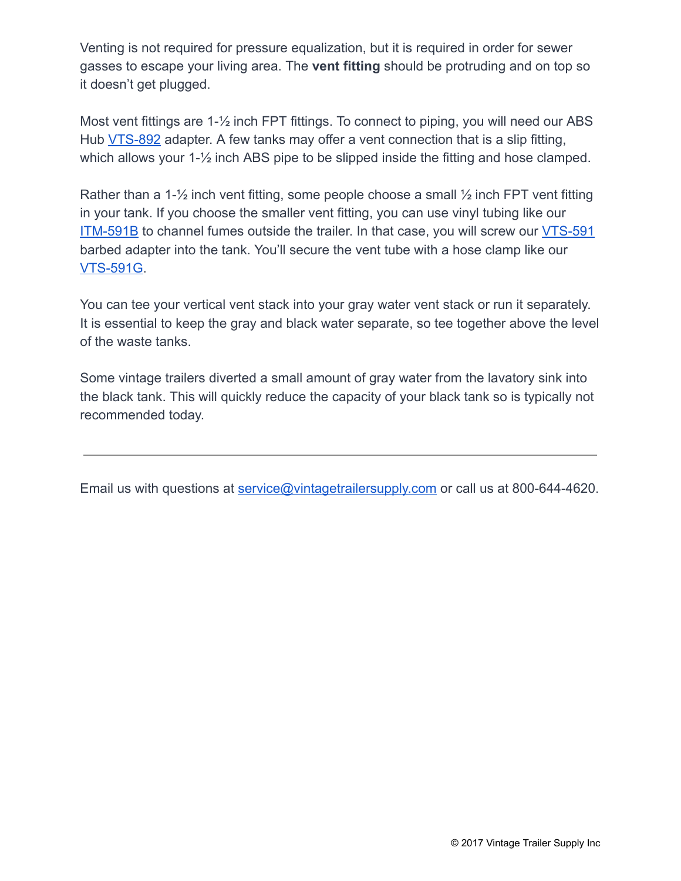Venting is not required for pressure equalization, but it is required in order for sewer gasses to escape your living area. The **vent fitting** should be protruding and on top so it doesn't get plugged.

Most vent fittings are 1-½ inch FPT fittings. To connect to piping, you will need our ABS Hub VTS-892 adapter. A few tanks may offer a vent connection that is a slip fitting, which allows your 1-½ inch ABS pipe to be slipped inside the fitting and hose clamped.

Rather than a 1-½ inch vent fitting, some people choose a small ½ inch FPT vent fitting in your tank. If you choose the smaller vent fitting, you can use vinyl tubing like our ITM-591B to channel fumes outside the trailer. In that case, you will screw our VTS-591 barbed adapter into the tank. You'll secure the vent tube with a hose clamp like our VTS-591G.

You can tee your vertical vent stack into your gray water vent stack or run it separately. It is essential to keep the gray and black water separate, so tee together above the level of the waste tanks.

Some vintage trailers diverted a small amount of gray water from the lavatory sink into the black tank. This will quickly reduce the capacity of your black tank so is typically not recommended today.

---

Email us with questions at service@vintagetrailersupply.com or call us at 800-644-4620.

© 2017 Vintage Trailer Supply Inc